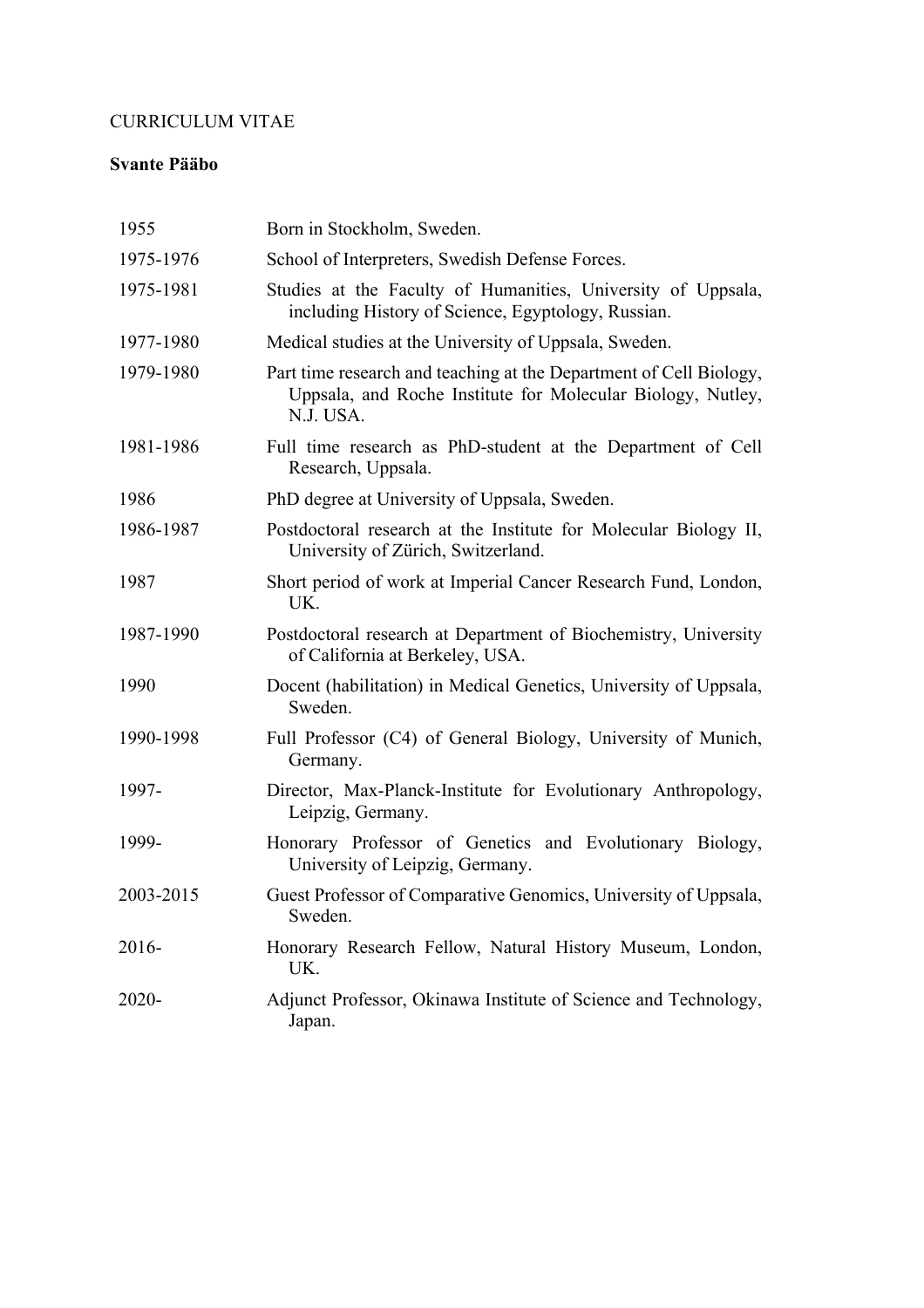CURRICULUM VITAE

**Svante Pääbo**

| | |
|---|---|
| 1955 | Born in Stockholm, Sweden. |
| 1975-1976 | School of Interpreters, Swedish Defense Forces. |
| 1975-1981 | Studies at the Faculty of Humanities, University of Uppsala, including History of Science, Egyptology, Russian. |
| 1977-1980 | Medical studies at the University of Uppsala, Sweden. |
| 1979-1980 | Part time research and teaching at the Department of Cell Biology, Uppsala, and Roche Institute for Molecular Biology, Nutley, N.J. USA. |
| 1981-1986 | Full time research as PhD-student at the Department of Cell Research, Uppsala. |
| 1986 | PhD degree at University of Uppsala, Sweden. |
| 1986-1987 | Postdoctoral research at the Institute for Molecular Biology II, University of Zürich, Switzerland. |
| 1987 | Short period of work at Imperial Cancer Research Fund, London, UK. |
| 1987-1990 | Postdoctoral research at Department of Biochemistry, University of California at Berkeley, USA. |
| 1990 | Docent (habilitation) in Medical Genetics, University of Uppsala, Sweden. |
| 1990-1998 | Full Professor (C4) of General Biology, University of Munich, Germany. |
| 1997- | Director, Max-Planck-Institute for Evolutionary Anthropology, Leipzig, Germany. |
| 1999- | Honorary Professor of Genetics and Evolutionary Biology, University of Leipzig, Germany. |
| 2003-2015 | Guest Professor of Comparative Genomics, University of Uppsala, Sweden. |
| 2016- | Honorary Research Fellow, Natural History Museum, London, UK. |
| 2020- | Adjunct Professor, Okinawa Institute of Science and Technology, Japan. |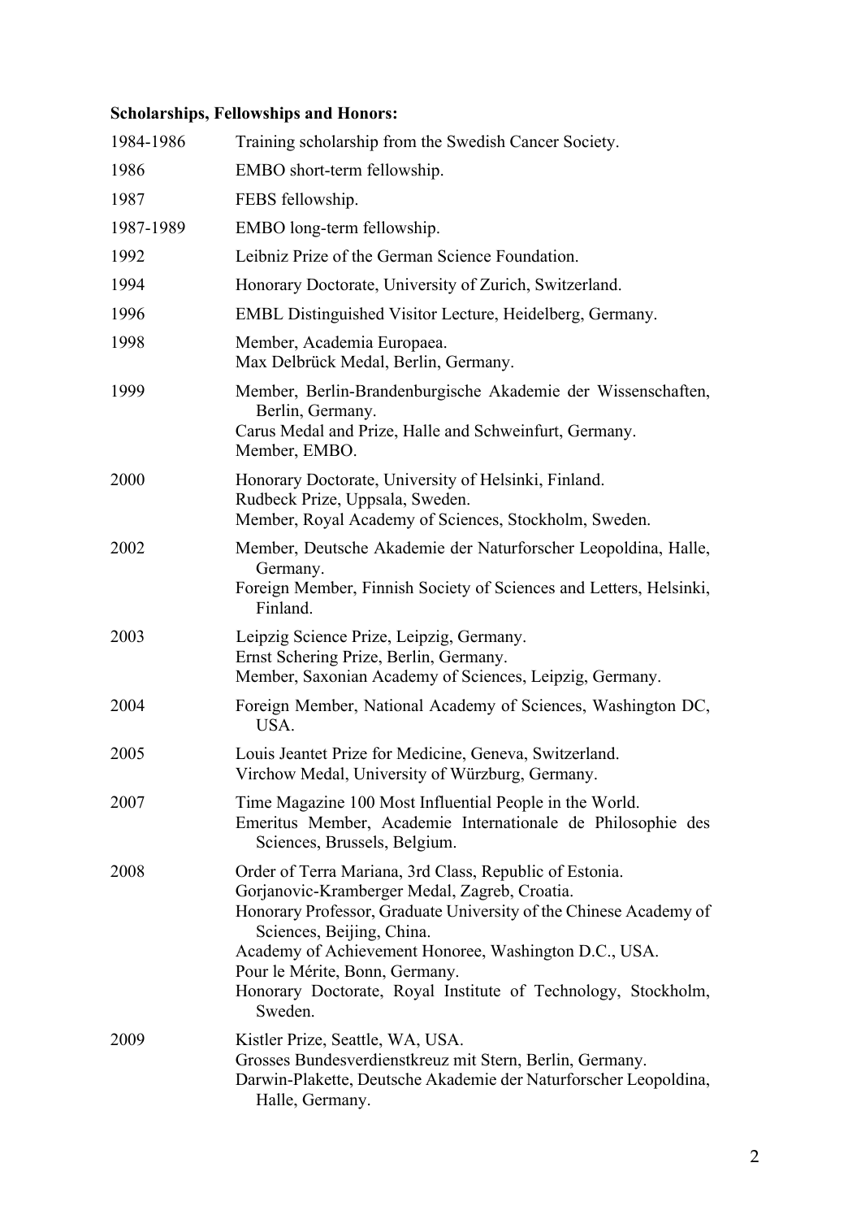**Scholarships, Fellowships and Honors:**

| | |
|---|---|
| 1984-1986 | Training scholarship from the Swedish Cancer Society. |
| 1986 | EMBO short-term fellowship. |
| 1987 | FEBS fellowship. |
| 1987-1989 | EMBO long-term fellowship. |
| 1992 | Leibniz Prize of the German Science Foundation. |
| 1994 | Honorary Doctorate, University of Zurich, Switzerland. |
| 1996 | EMBL Distinguished Visitor Lecture, Heidelberg, Germany. |
| 1998 | Member, Academia Europaea.<br>Max Delbrück Medal, Berlin, Germany. |
| 1999 | Member, Berlin-Brandenburgische Akademie der Wissenschaften, Berlin, Germany.<br>Carus Medal and Prize, Halle and Schweinfurt, Germany.<br>Member, EMBO. |
| 2000 | Honorary Doctorate, University of Helsinki, Finland.<br>Rudbeck Prize, Uppsala, Sweden.<br>Member, Royal Academy of Sciences, Stockholm, Sweden. |
| 2002 | Member, Deutsche Akademie der Naturforscher Leopoldina, Halle, Germany.<br>Foreign Member, Finnish Society of Sciences and Letters, Helsinki, Finland. |
| 2003 | Leipzig Science Prize, Leipzig, Germany.<br>Ernst Schering Prize, Berlin, Germany.<br>Member, Saxonian Academy of Sciences, Leipzig, Germany. |
| 2004 | Foreign Member, National Academy of Sciences, Washington DC, USA. |
| 2005 | Louis Jeantet Prize for Medicine, Geneva, Switzerland.<br>Virchow Medal, University of Würzburg, Germany. |
| 2007 | Time Magazine 100 Most Influential People in the World.<br>Emeritus Member, Academie Internationale de Philosophie des Sciences, Brussels, Belgium. |
| 2008 | Order of Terra Mariana, 3rd Class, Republic of Estonia.<br>Gorjanovic-Kramberger Medal, Zagreb, Croatia.<br>Honorary Professor, Graduate University of the Chinese Academy of Sciences, Beijing, China.<br>Academy of Achievement Honoree, Washington D.C., USA.<br>Pour le Mérite, Bonn, Germany.<br>Honorary Doctorate, Royal Institute of Technology, Stockholm, Sweden. |
| 2009 | Kistler Prize, Seattle, WA, USA.<br>Grosses Bundesverdienstkreuz mit Stern, Berlin, Germany.<br>Darwin-Plakette, Deutsche Akademie der Naturforscher Leopoldina, Halle, Germany. |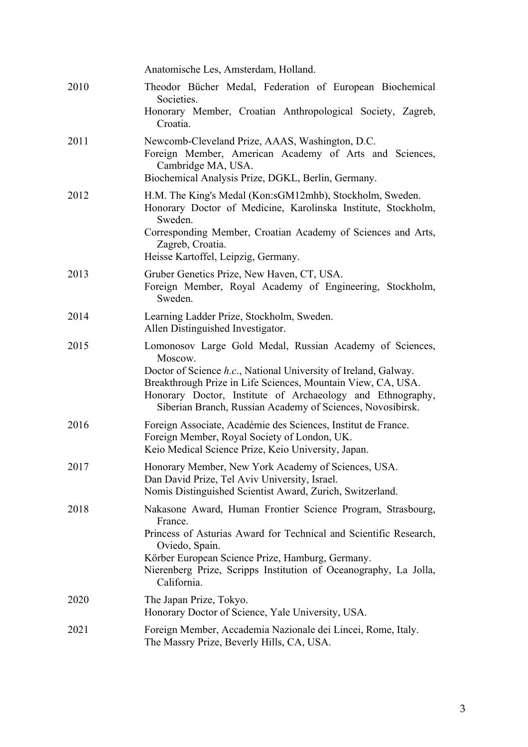| | |
|---|---|
| | Anatomische Les, Amsterdam, Holland. |
| 2010 | Theodor Bücher Medal, Federation of European Biochemical Societies.<br>Honorary Member, Croatian Anthropological Society, Zagreb, Croatia. |
| 2011 | Newcomb-Cleveland Prize, AAAS, Washington, D.C.<br>Foreign Member, American Academy of Arts and Sciences, Cambridge MA, USA.<br>Biochemical Analysis Prize, DGKL, Berlin, Germany. |
| 2012 | H.M. The King's Medal (Kon:sGM12mhb), Stockholm, Sweden.<br>Honorary Doctor of Medicine, Karolinska Institute, Stockholm, Sweden.<br>Corresponding Member, Croatian Academy of Sciences and Arts, Zagreb, Croatia.<br>Heisse Kartoffel, Leipzig, Germany. |
| 2013 | Gruber Genetics Prize, New Haven, CT, USA.<br>Foreign Member, Royal Academy of Engineering, Stockholm, Sweden. |
| 2014 | Learning Ladder Prize, Stockholm, Sweden.<br>Allen Distinguished Investigator. |
| 2015 | Lomonosov Large Gold Medal, Russian Academy of Sciences, Moscow.<br>Doctor of Science *h.c.*, National University of Ireland, Galway.<br>Breakthrough Prize in Life Sciences, Mountain View, CA, USA.<br>Honorary Doctor, Institute of Archaeology and Ethnography, Siberian Branch, Russian Academy of Sciences, Novosibirsk. |
| 2016 | Foreign Associate, Académie des Sciences, Institut de France.<br>Foreign Member, Royal Society of London, UK.<br>Keio Medical Science Prize, Keio University, Japan. |
| 2017 | Honorary Member, New York Academy of Sciences, USA.<br>Dan David Prize, Tel Aviv University, Israel.<br>Nomis Distinguished Scientist Award, Zurich, Switzerland. |
| 2018 | Nakasone Award, Human Frontier Science Program, Strasbourg, France.<br>Princess of Asturias Award for Technical and Scientific Research, Oviedo, Spain.<br>Körber European Science Prize, Hamburg, Germany.<br>Nierenberg Prize, Scripps Institution of Oceanography, La Jolla, California. |
| 2020 | The Japan Prize, Tokyo.<br>Honorary Doctor of Science, Yale University, USA. |
| 2021 | Foreign Member, Accademia Nazionale dei Lincei, Rome, Italy.<br>The Massry Prize, Beverly Hills, CA, USA. |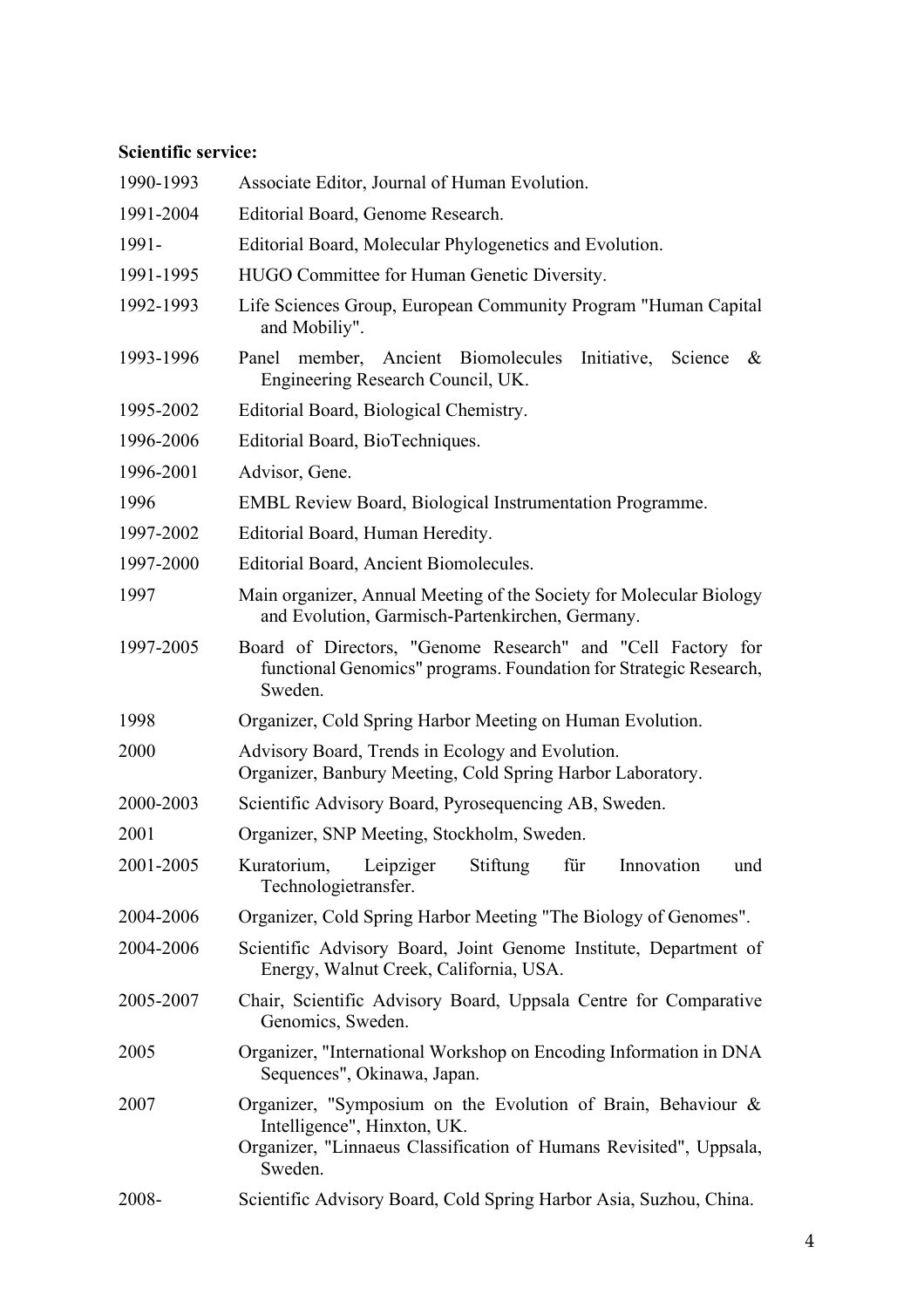**Scientific service:**

| | |
|---|---|
| 1990-1993 | Associate Editor, Journal of Human Evolution. |
| 1991-2004 | Editorial Board, Genome Research. |
| 1991- | Editorial Board, Molecular Phylogenetics and Evolution. |
| 1991-1995 | HUGO Committee for Human Genetic Diversity. |
| 1992-1993 | Life Sciences Group, European Community Program "Human Capital and Mobiliy". |
| 1993-1996 | Panel member, Ancient Biomolecules Initiative, Science & Engineering Research Council, UK. |
| 1995-2002 | Editorial Board, Biological Chemistry. |
| 1996-2006 | Editorial Board, BioTechniques. |
| 1996-2001 | Advisor, Gene. |
| 1996 | EMBL Review Board, Biological Instrumentation Programme. |
| 1997-2002 | Editorial Board, Human Heredity. |
| 1997-2000 | Editorial Board, Ancient Biomolecules. |
| 1997 | Main organizer, Annual Meeting of the Society for Molecular Biology and Evolution, Garmisch-Partenkirchen, Germany. |
| 1997-2005 | Board of Directors, "Genome Research" and "Cell Factory for functional Genomics" programs. Foundation for Strategic Research, Sweden. |
| 1998 | Organizer, Cold Spring Harbor Meeting on Human Evolution. |
| 2000 | Advisory Board, Trends in Ecology and Evolution.<br>Organizer, Banbury Meeting, Cold Spring Harbor Laboratory. |
| 2000-2003 | Scientific Advisory Board, Pyrosequencing AB, Sweden. |
| 2001 | Organizer, SNP Meeting, Stockholm, Sweden. |
| 2001-2005 | Kuratorium, Leipziger Stiftung für Innovation und Technologietransfer. |
| 2004-2006 | Organizer, Cold Spring Harbor Meeting "The Biology of Genomes". |
| 2004-2006 | Scientific Advisory Board, Joint Genome Institute, Department of Energy, Walnut Creek, California, USA. |
| 2005-2007 | Chair, Scientific Advisory Board, Uppsala Centre for Comparative Genomics, Sweden. |
| 2005 | Organizer, "International Workshop on Encoding Information in DNA Sequences", Okinawa, Japan. |
| 2007 | Organizer, "Symposium on the Evolution of Brain, Behaviour & Intelligence", Hinxton, UK.<br>Organizer, "Linnaeus Classification of Humans Revisited", Uppsala, Sweden. |
| 2008- | Scientific Advisory Board, Cold Spring Harbor Asia, Suzhou, China. |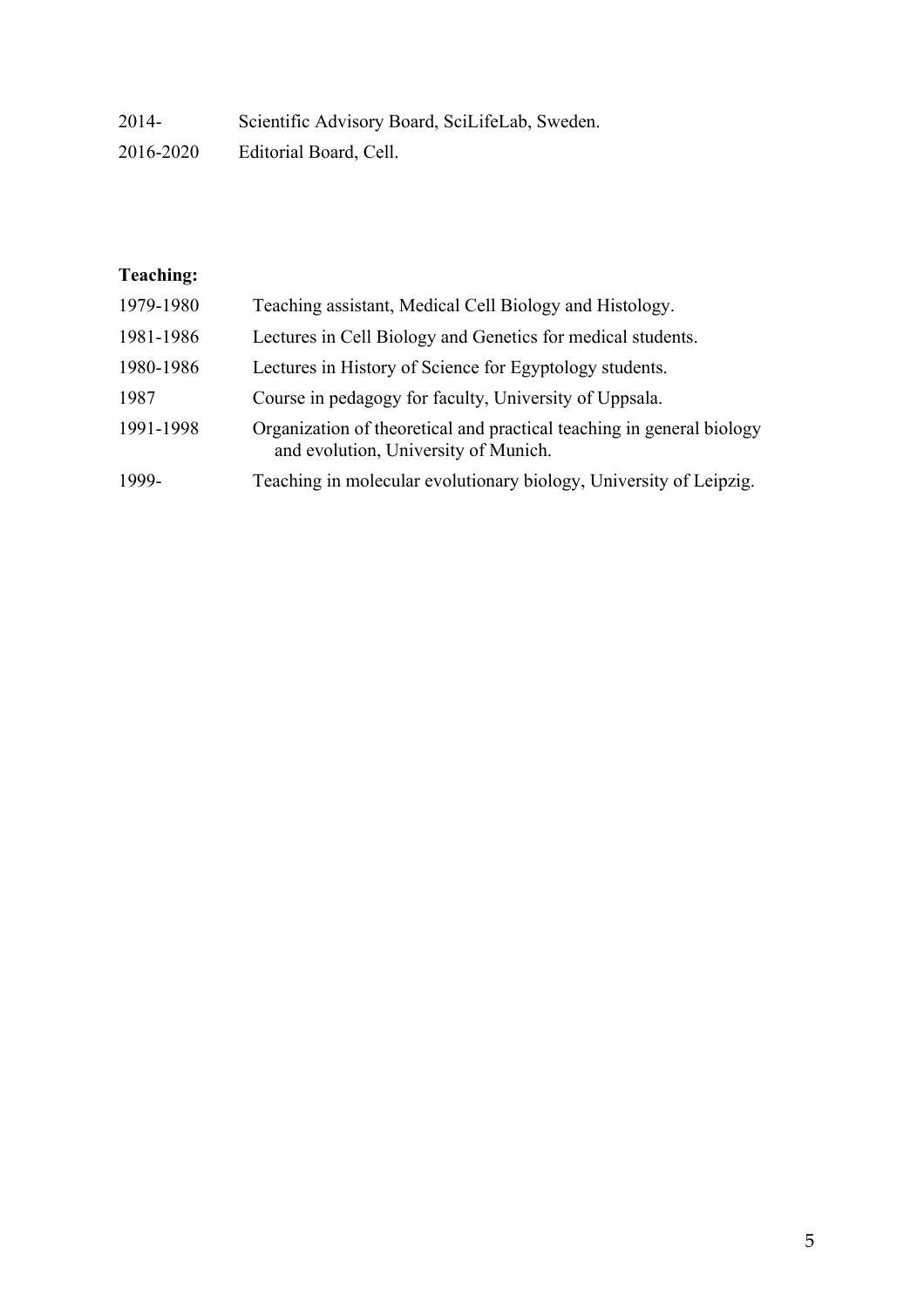| | |
|---|---|
| 2014- | Scientific Advisory Board, SciLifeLab, Sweden. |
| 2016-2020 | Editorial Board, Cell. |

**Teaching:**

| | |
|---|---|
| 1979-1980 | Teaching assistant, Medical Cell Biology and Histology. |
| 1981-1986 | Lectures in Cell Biology and Genetics for medical students. |
| 1980-1986 | Lectures in History of Science for Egyptology students. |
| 1987 | Course in pedagogy for faculty, University of Uppsala. |
| 1991-1998 | Organization of theoretical and practical teaching in general biology and evolution, University of Munich. |
| 1999- | Teaching in molecular evolutionary biology, University of Leipzig. |